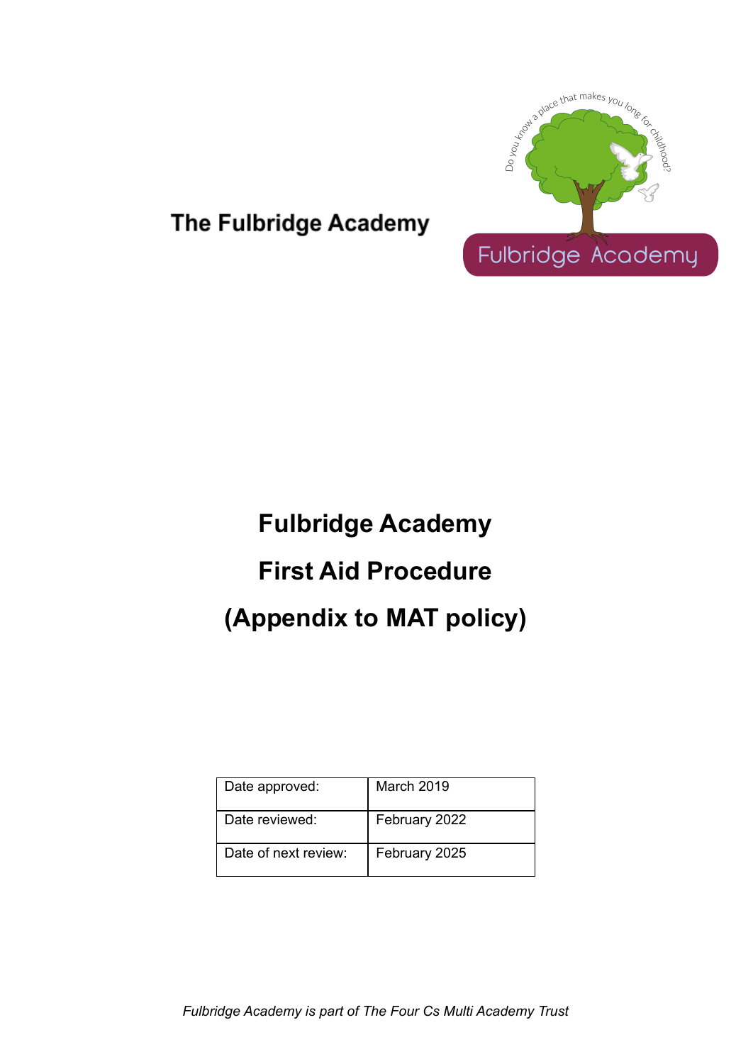The Fulbridge Academy

# Fulbridge Academy

# First Aid Procedure

# (Appendix to MAT policy)

| Date approved: | March 2019 |
|---|---|
| Date reviewed: | February 2022 |
| Date of next review: | February 2025 |

*Fulbridge Academy is part of The Four Cs Multi Academy Trust*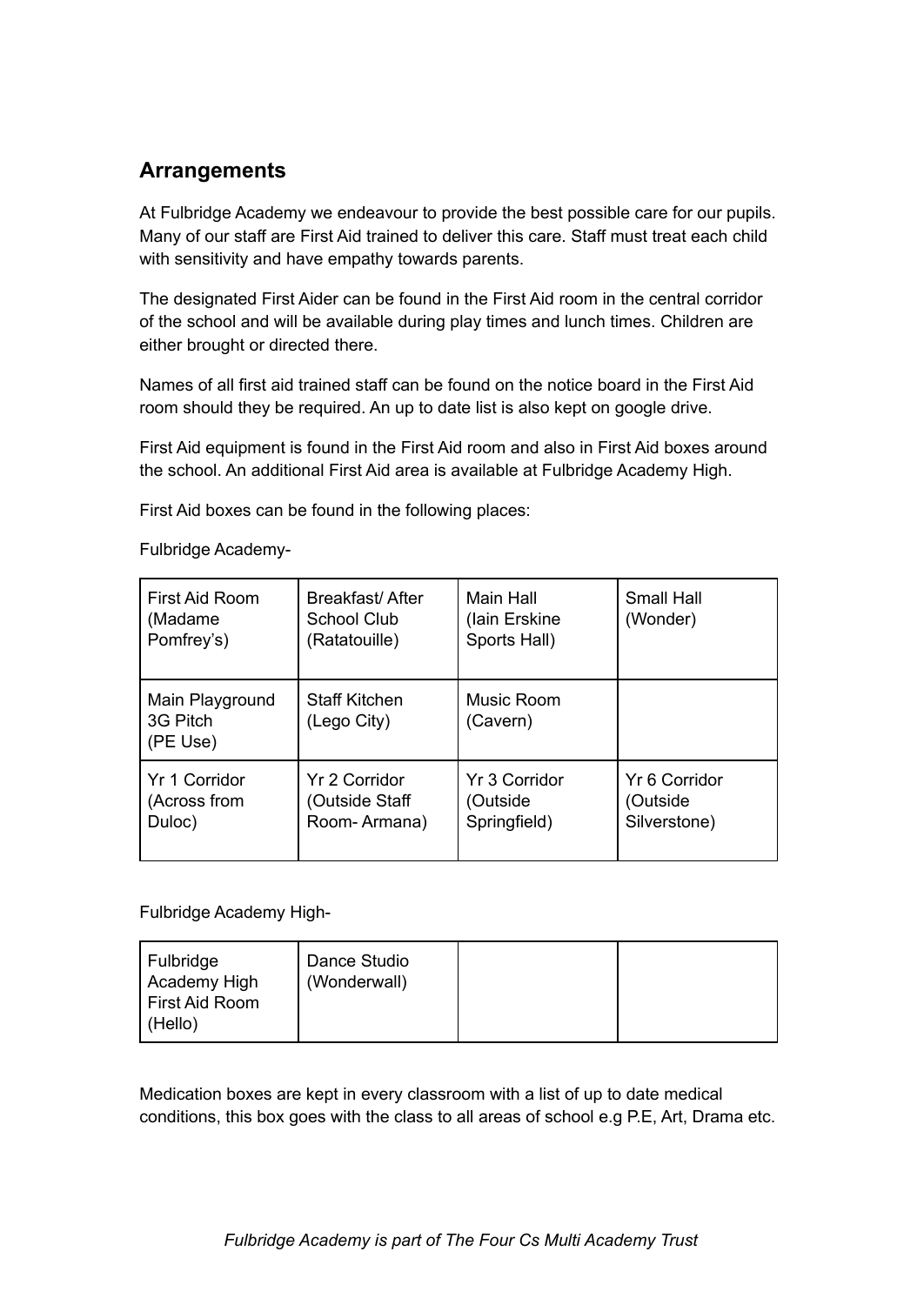## Arrangements

At Fulbridge Academy we endeavour to provide the best possible care for our pupils. Many of our staff are First Aid trained to deliver this care. Staff must treat each child with sensitivity and have empathy towards parents.

The designated First Aider can be found in the First Aid room in the central corridor of the school and will be available during play times and lunch times. Children are either brought or directed there.

Names of all first aid trained staff can be found on the notice board in the First Aid room should they be required. An up to date list is also kept on google drive.

First Aid equipment is found in the First Aid room and also in First Aid boxes around the school. An additional First Aid area is available at Fulbridge Academy High.

First Aid boxes can be found in the following places:

Fulbridge Academy-

| | | | |
|---|---|---|---|
| First Aid Room (Madame Pomfrey's) | Breakfast/ After School Club (Ratatouille) | Main Hall (Iain Erskine Sports Hall) | Small Hall (Wonder) |
| Main Playground 3G Pitch (PE Use) | Staff Kitchen (Lego City) | Music Room (Cavern) | |
| Yr 1 Corridor (Across from Duloc) | Yr 2 Corridor (Outside Staff Room- Armana) | Yr 3 Corridor (Outside Springfield) | Yr 6 Corridor (Outside Silverstone) |

Fulbridge Academy High-

| | | | |
|---|---|---|---|
| Fulbridge Academy High First Aid Room (Hello) | Dance Studio (Wonderwall) | | |

Medication boxes are kept in every classroom with a list of up to date medical conditions, this box goes with the class to all areas of school e.g P.E, Art, Drama etc.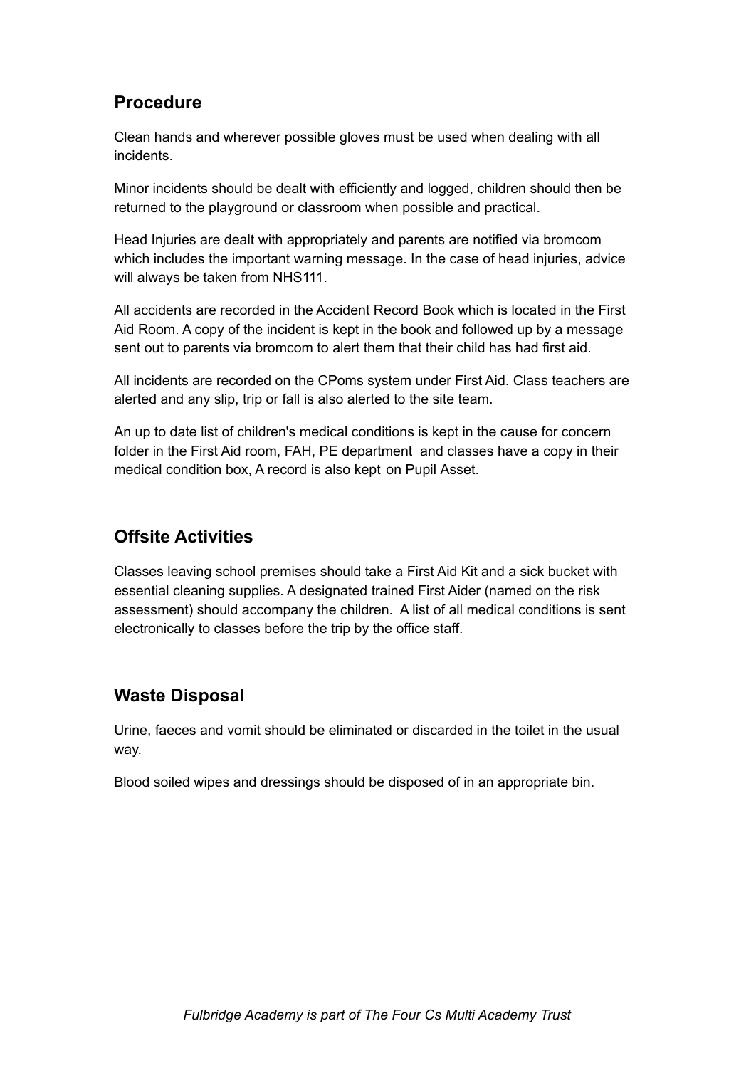## Procedure

Clean hands and wherever possible gloves must be used when dealing with all incidents.

Minor incidents should be dealt with efficiently and logged, children should then be returned to the playground or classroom when possible and practical.

Head Injuries are dealt with appropriately and parents are notified via bromcom which includes the important warning message. In the case of head injuries, advice will always be taken from NHS111.

All accidents are recorded in the Accident Record Book which is located in the First Aid Room. A copy of the incident is kept in the book and followed up by a message sent out to parents via bromcom to alert them that their child has had first aid.

All incidents are recorded on the CPoms system under First Aid. Class teachers are alerted and any slip, trip or fall is also alerted to the site team.

An up to date list of children's medical conditions is kept in the cause for concern folder in the First Aid room, FAH, PE department and classes have a copy in their medical condition box, A record is also kept on Pupil Asset.

## Offsite Activities

Classes leaving school premises should take a First Aid Kit and a sick bucket with essential cleaning supplies. A designated trained First Aider (named on the risk assessment) should accompany the children. A list of all medical conditions is sent electronically to classes before the trip by the office staff.

## Waste Disposal

Urine, faeces and vomit should be eliminated or discarded in the toilet in the usual way.

Blood soiled wipes and dressings should be disposed of in an appropriate bin.